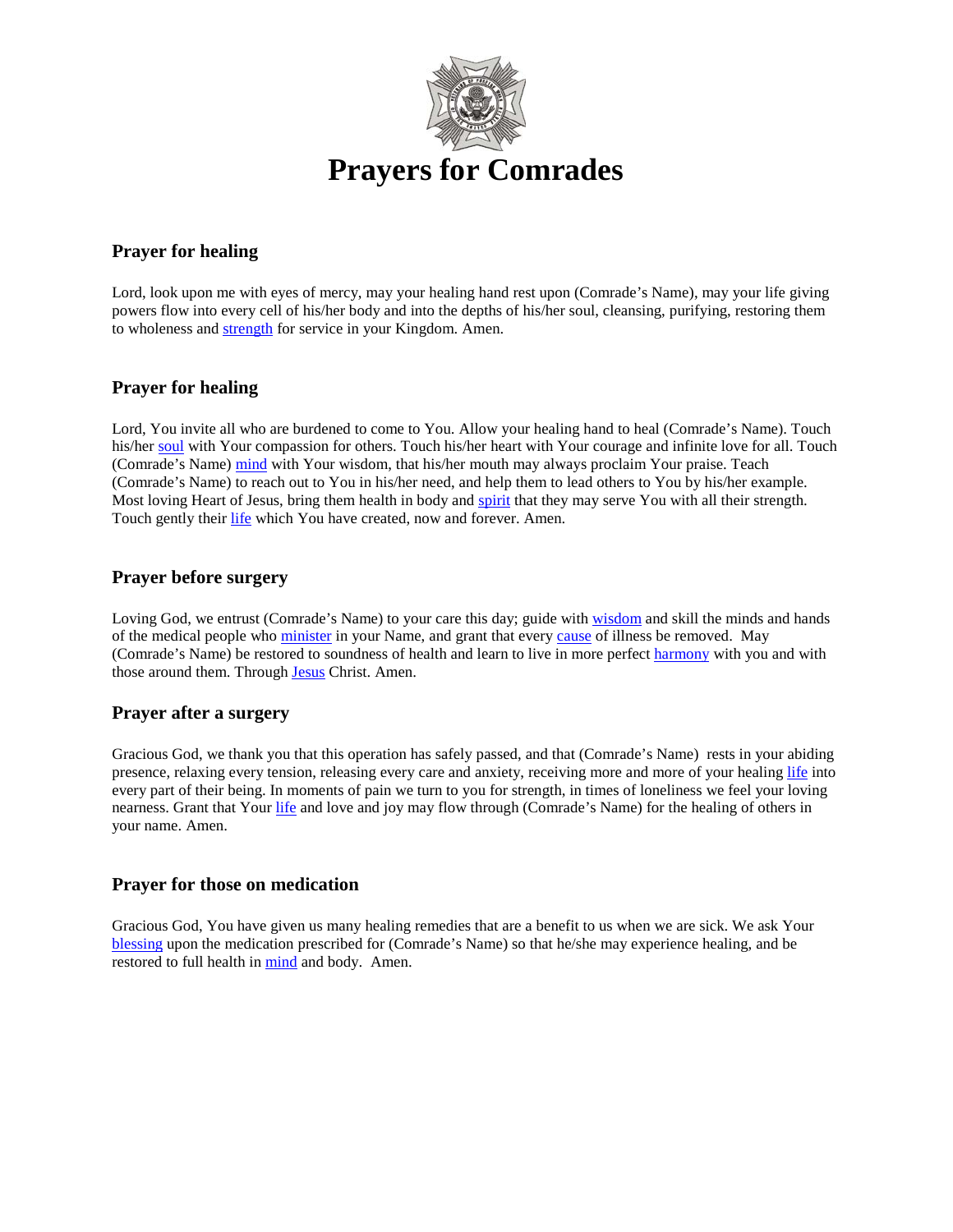# Prayers for Comrades

### Prayer for healing

Lord, look upon me with eyes of mercy, may your healing hand rest upon (Comrade's Name), may your life giving powers flow into every cell of his/her body and into the depths of his/her soul, cleansing, purifying, restoring them to wholeness and strength for service in your Kingdom. Amen.

### Prayer for healing

Lord, You invite all who are burdened to come to You. Allow your healing hand to heal (Comrade's Name). Touch his/her soul with Your compassion for others. Touch his/her heart with Your courage and infinite love for all. Touch (Comrade's Name) mind with Your wisdom, that his/her mouth may always proclaim Your praise. Teach (Comrade's Name) to reach out to You in his/her need, and help them to lead others to You by his/her example. Most loving Heart of Jesus, bring them health in body and spirit that they may serve You with all their strength. Touch gently their life which You have created, now and forever. Amen.

### Prayer before surgery

Loving God, we entrust (Comrade's Name) to your care this day; guide with wisdom and skill the minds and hands of the medical people who minister in your Name, and grant that every cause of illness be removed. May (Comrade's Name) be restored to soundness of health and learn to live in more perfect harmony with you and with those around them. Through Jesus Christ. Amen.

### Prayer after a surgery

Gracious God, we thank you that this operation has safely passed, and that (Comrade's Name) rests in your abiding presence, relaxing every tension, releasing every care and anxiety, receiving more and more of your healing life into every part of their being. In moments of pain we turn to you for strength, in times of loneliness we feel your loving nearness. Grant that Your life and love and joy may flow through (Comrade's Name) for the healing of others in your name. Amen.

### Prayer for those on medication

Gracious God, You have given us many healing remedies that are a benefit to us when we are sick. We ask Your blessing upon the medication prescribed for (Comrade's Name) so that he/she may experience healing, and be restored to full health in mind and body. Amen.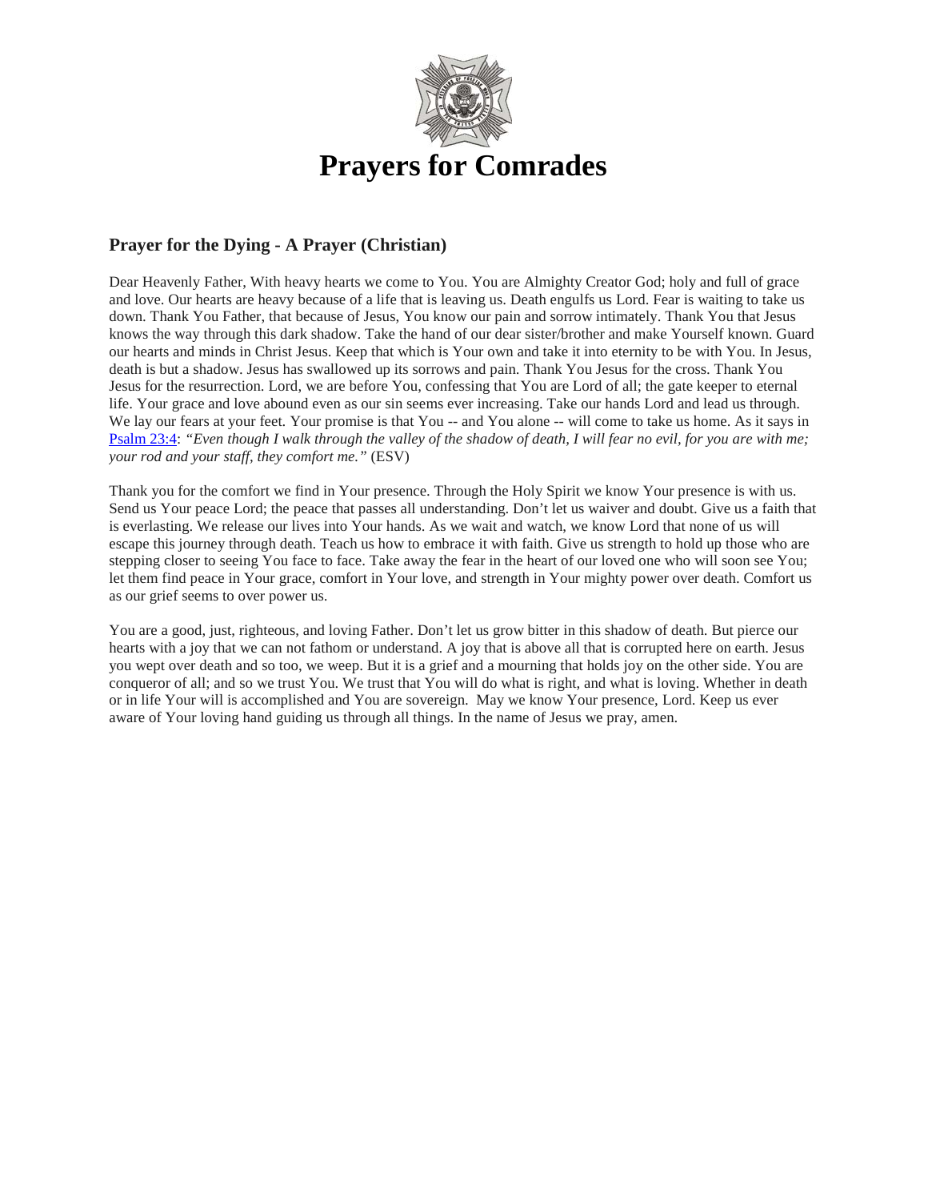# Prayers for Comrades

## Prayer for the Dying - A Prayer (Christian)

Dear Heavenly Father, With heavy hearts we come to You. You are Almighty Creator God; holy and full of grace and love. Our hearts are heavy because of a life that is leaving us. Death engulfs us Lord. Fear is waiting to take us down. Thank You Father, that because of Jesus, You know our pain and sorrow intimately. Thank You that Jesus knows the way through this dark shadow. Take the hand of our dear sister/brother and make Yourself known. Guard our hearts and minds in Christ Jesus. Keep that which is Your own and take it into eternity to be with You. In Jesus, death is but a shadow. Jesus has swallowed up its sorrows and pain. Thank You Jesus for the cross. Thank You Jesus for the resurrection. Lord, we are before You, confessing that You are Lord of all; the gate keeper to eternal life. Your grace and love abound even as our sin seems ever increasing. Take our hands Lord and lead us through. We lay our fears at your feet. Your promise is that You -- and You alone -- will come to take us home. As it says in Psalm 23:4: *"Even though I walk through the valley of the shadow of death, I will fear no evil, for you are with me; your rod and your staff, they comfort me."* (ESV)

Thank you for the comfort we find in Your presence. Through the Holy Spirit we know Your presence is with us. Send us Your peace Lord; the peace that passes all understanding. Don't let us waiver and doubt. Give us a faith that is everlasting. We release our lives into Your hands. As we wait and watch, we know Lord that none of us will escape this journey through death. Teach us how to embrace it with faith. Give us strength to hold up those who are stepping closer to seeing You face to face. Take away the fear in the heart of our loved one who will soon see You; let them find peace in Your grace, comfort in Your love, and strength in Your mighty power over death. Comfort us as our grief seems to over power us.

You are a good, just, righteous, and loving Father. Don't let us grow bitter in this shadow of death. But pierce our hearts with a joy that we can not fathom or understand. A joy that is above all that is corrupted here on earth. Jesus you wept over death and so too, we weep. But it is a grief and a mourning that holds joy on the other side. You are conqueror of all; and so we trust You. We trust that You will do what is right, and what is loving. Whether in death or in life Your will is accomplished and You are sovereign. May we know Your presence, Lord. Keep us ever aware of Your loving hand guiding us through all things. In the name of Jesus we pray, amen.